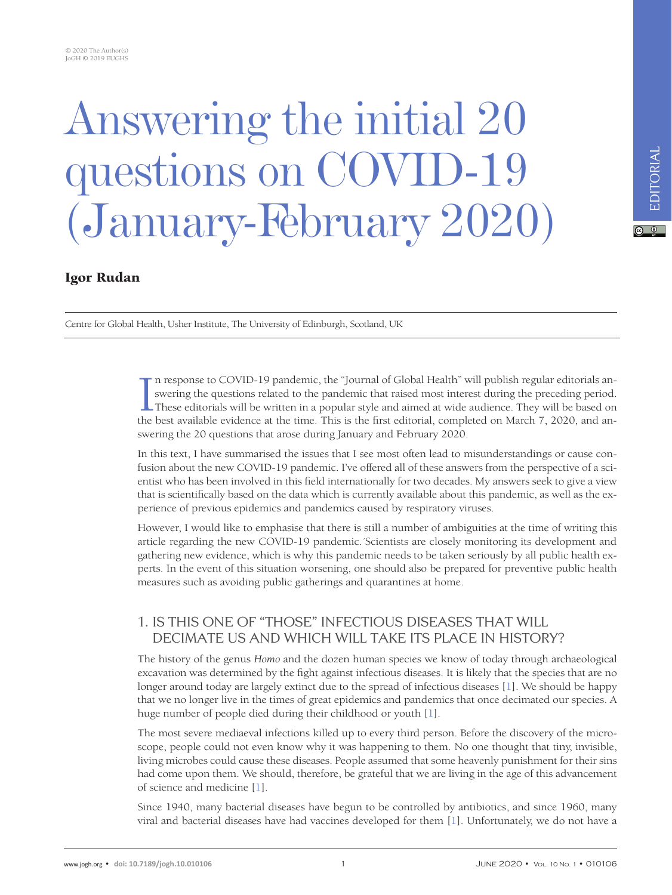# Answering the initial 20 questions on COVID-19 (January-February 2020)

**Igor Rudan**

Centre for Global Health, Usher Institute, The University of Edinburgh, Scotland, UK

In response to COVID-19 pandemic, the "Journal of Global Health" will publish regular editorials answering the questions related to the pandemic that raised most interest during the preceding period. These editorials will be written in a popular style and aimed at wide audience. They will be based on the best available evidence at the time. This is the first editorial, completed on March 7, 2020, and answering the 20 questions that arose during January and February 2020.

In this text, I have summarised the issues that I see most often lead to misunderstandings or cause confusion about the new COVID-19 pandemic. I've offered all of these answers from the perspective of a scientist who has been involved in this field internationally for two decades. My answers seek to give a view that is scientifically based on the data which is currently available about this pandemic, as well as the experience of previous epidemics and pandemics caused by respiratory viruses.

However, I would like to emphasise that there is still a number of ambiguities at the time of writing this article regarding the new COVID-19 pandemic.´Scientists are closely monitoring its development and gathering new evidence, which is why this pandemic needs to be taken seriously by all public health experts. In the event of this situation worsening, one should also be prepared for preventive public health measures such as avoiding public gatherings and quarantines at home.

## 1. IS THIS ONE OF "THOSE" INFECTIOUS DISEASES THAT WILL DECIMATE US AND WHICH WILL TAKE ITS PLACE IN HISTORY?

The history of the genus *Homo* and the dozen human species we know of today through archaeological excavation was determined by the fight against infectious diseases. It is likely that the species that are no longer around today are largely extinct due to the spread of infectious diseases [1]. We should be happy that we no longer live in the times of great epidemics and pandemics that once decimated our species. A huge number of people died during their childhood or youth [1].

The most severe mediaeval infections killed up to every third person. Before the discovery of the microscope, people could not even know why it was happening to them. No one thought that tiny, invisible, living microbes could cause these diseases. People assumed that some heavenly punishment for their sins had come upon them. We should, therefore, be grateful that we are living in the age of this advancement of science and medicine [1].

Since 1940, many bacterial diseases have begun to be controlled by antibiotics, and since 1960, many viral and bacterial diseases have had vaccines developed for them [1]. Unfortunately, we do not have a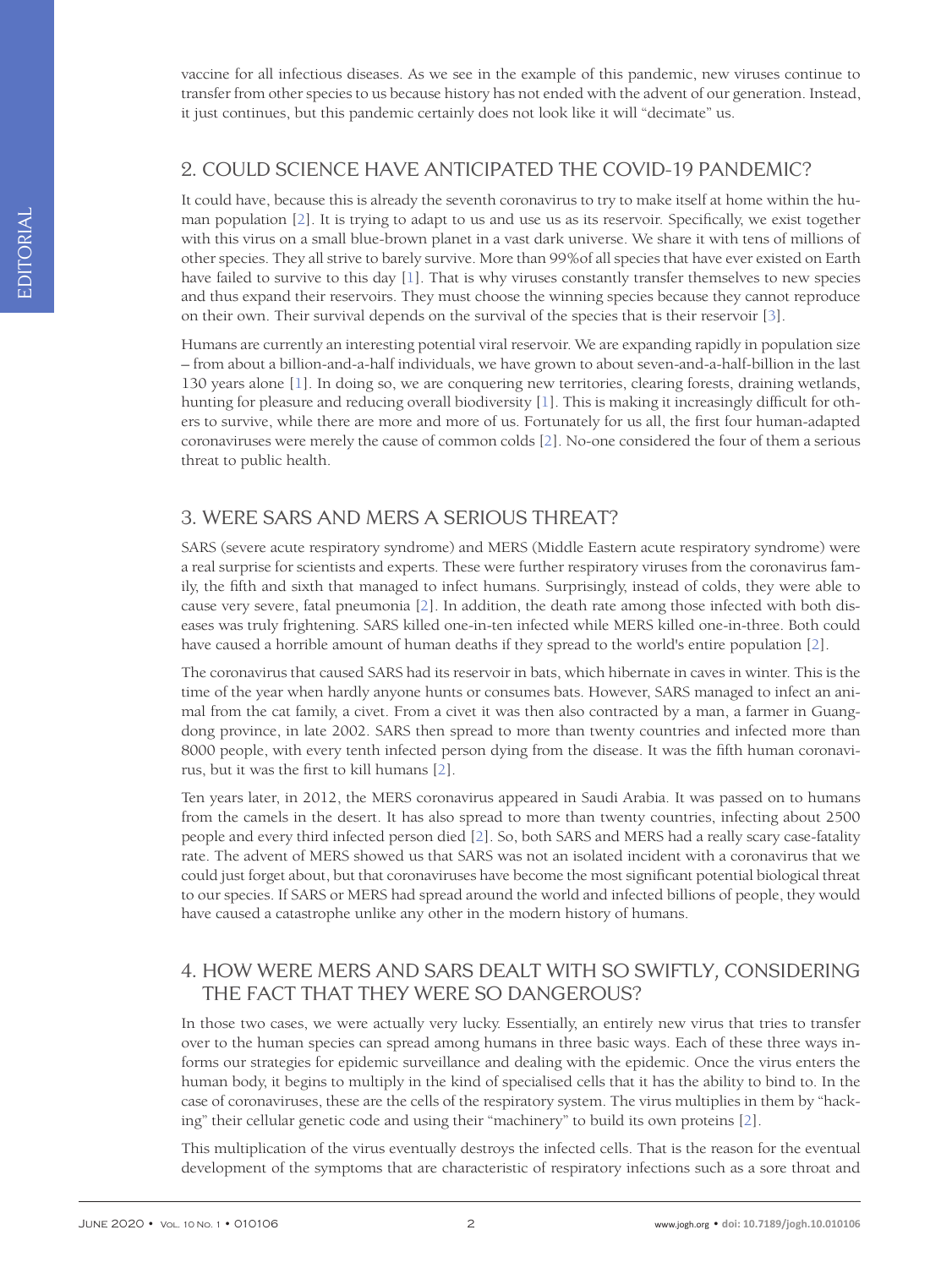vaccine for all infectious diseases. As we see in the example of this pandemic, new viruses continue to transfer from other species to us because history has not ended with the advent of our generation. Instead, it just continues, but this pandemic certainly does not look like it will "decimate" us.

## 2. COULD SCIENCE HAVE ANTICIPATED THE COVID-19 PANDEMIC?

It could have, because this is already the seventh coronavirus to try to make itself at home within the human population [2]. It is trying to adapt to us and use us as its reservoir. Specifically, we exist together with this virus on a small blue-brown planet in a vast dark universe. We share it with tens of millions of other species. They all strive to barely survive. More than 99%of all species that have ever existed on Earth have failed to survive to this day [1]. That is why viruses constantly transfer themselves to new species and thus expand their reservoirs. They must choose the winning species because they cannot reproduce on their own. Their survival depends on the survival of the species that is their reservoir [3].

Humans are currently an interesting potential viral reservoir. We are expanding rapidly in population size – from about a billion-and-a-half individuals, we have grown to about seven-and-a-half-billion in the last 130 years alone [1]. In doing so, we are conquering new territories, clearing forests, draining wetlands, hunting for pleasure and reducing overall biodiversity [1]. This is making it increasingly difficult for others to survive, while there are more and more of us. Fortunately for us all, the first four human-adapted coronaviruses were merely the cause of common colds [2]. No-one considered the four of them a serious threat to public health.

## 3. WERE SARS AND MERS A SERIOUS THREAT?

SARS (severe acute respiratory syndrome) and MERS (Middle Eastern acute respiratory syndrome) were a real surprise for scientists and experts. These were further respiratory viruses from the coronavirus family, the fifth and sixth that managed to infect humans. Surprisingly, instead of colds, they were able to cause very severe, fatal pneumonia [2]. In addition, the death rate among those infected with both diseases was truly frightening. SARS killed one-in-ten infected while MERS killed one-in-three. Both could have caused a horrible amount of human deaths if they spread to the world's entire population [2].

The coronavirus that caused SARS had its reservoir in bats, which hibernate in caves in winter. This is the time of the year when hardly anyone hunts or consumes bats. However, SARS managed to infect an animal from the cat family, a civet. From a civet it was then also contracted by a man, a farmer in Guangdong province, in late 2002. SARS then spread to more than twenty countries and infected more than 8000 people, with every tenth infected person dying from the disease. It was the fifth human coronavirus, but it was the first to kill humans [2].

Ten years later, in 2012, the MERS coronavirus appeared in Saudi Arabia. It was passed on to humans from the camels in the desert. It has also spread to more than twenty countries, infecting about 2500 people and every third infected person died [2]. So, both SARS and MERS had a really scary case-fatality rate. The advent of MERS showed us that SARS was not an isolated incident with a coronavirus that we could just forget about, but that coronaviruses have become the most significant potential biological threat to our species. If SARS or MERS had spread around the world and infected billions of people, they would have caused a catastrophe unlike any other in the modern history of humans.

## 4. HOW WERE MERS AND SARS DEALT WITH SO SWIFTLY, CONSIDERING THE FACT THAT THEY WERE SO DANGEROUS?

In those two cases, we were actually very lucky. Essentially, an entirely new virus that tries to transfer over to the human species can spread among humans in three basic ways. Each of these three ways informs our strategies for epidemic surveillance and dealing with the epidemic. Once the virus enters the human body, it begins to multiply in the kind of specialised cells that it has the ability to bind to. In the case of coronaviruses, these are the cells of the respiratory system. The virus multiplies in them by "hacking" their cellular genetic code and using their "machinery" to build its own proteins [2].

This multiplication of the virus eventually destroys the infected cells. That is the reason for the eventual development of the symptoms that are characteristic of respiratory infections such as a sore throat and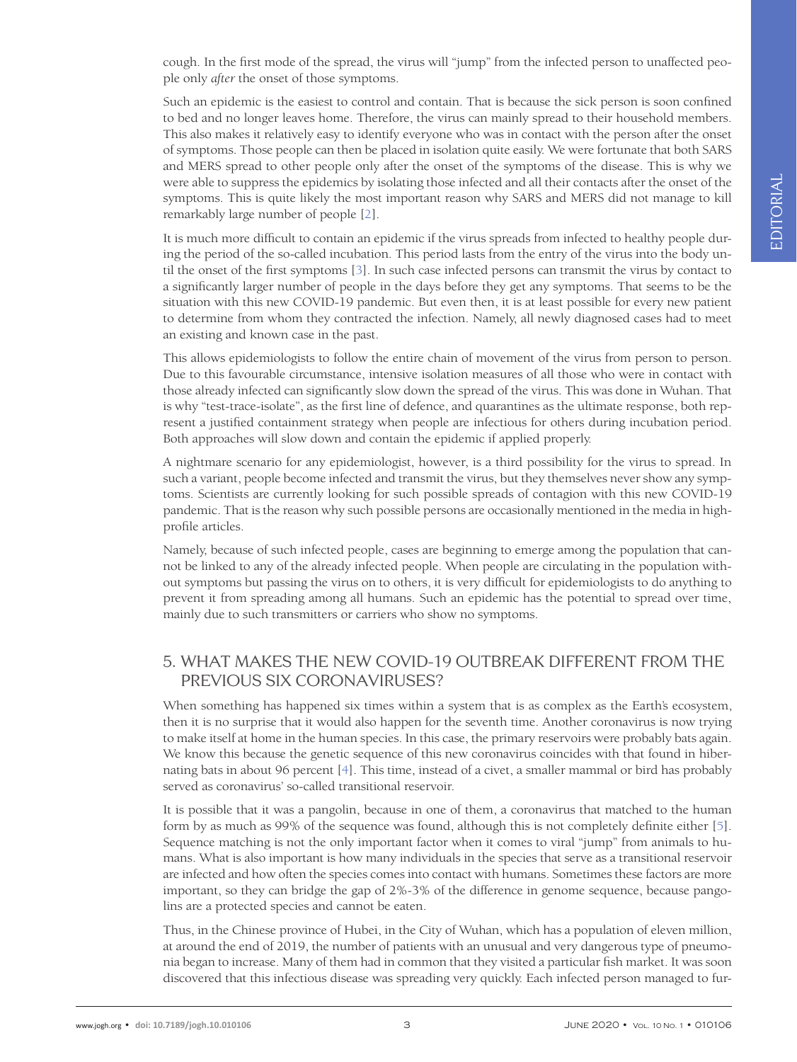cough. In the first mode of the spread, the virus will "jump" from the infected person to unaffected people only *after* the onset of those symptoms.

Such an epidemic is the easiest to control and contain. That is because the sick person is soon confined to bed and no longer leaves home. Therefore, the virus can mainly spread to their household members. This also makes it relatively easy to identify everyone who was in contact with the person after the onset of symptoms. Those people can then be placed in isolation quite easily. We were fortunate that both SARS and MERS spread to other people only after the onset of the symptoms of the disease. This is why we were able to suppress the epidemics by isolating those infected and all their contacts after the onset of the symptoms. This is quite likely the most important reason why SARS and MERS did not manage to kill remarkably large number of people [2].

It is much more difficult to contain an epidemic if the virus spreads from infected to healthy people during the period of the so-called incubation. This period lasts from the entry of the virus into the body until the onset of the first symptoms [3]. In such case infected persons can transmit the virus by contact to a significantly larger number of people in the days before they get any symptoms. That seems to be the situation with this new COVID-19 pandemic. But even then, it is at least possible for every new patient to determine from whom they contracted the infection. Namely, all newly diagnosed cases had to meet an existing and known case in the past.

This allows epidemiologists to follow the entire chain of movement of the virus from person to person. Due to this favourable circumstance, intensive isolation measures of all those who were in contact with those already infected can significantly slow down the spread of the virus. This was done in Wuhan. That is why "test-trace-isolate", as the first line of defence, and quarantines as the ultimate response, both represent a justified containment strategy when people are infectious for others during incubation period. Both approaches will slow down and contain the epidemic if applied properly.

A nightmare scenario for any epidemiologist, however, is a third possibility for the virus to spread. In such a variant, people become infected and transmit the virus, but they themselves never show any symptoms. Scientists are currently looking for such possible spreads of contagion with this new COVID-19 pandemic. That is the reason why such possible persons are occasionally mentioned in the media in high-profile articles.

Namely, because of such infected people, cases are beginning to emerge among the population that cannot be linked to any of the already infected people. When people are circulating in the population without symptoms but passing the virus on to others, it is very difficult for epidemiologists to do anything to prevent it from spreading among all humans. Such an epidemic has the potential to spread over time, mainly due to such transmitters or carriers who show no symptoms.

## 5. WHAT MAKES THE NEW COVID-19 OUTBREAK DIFFERENT FROM THE PREVIOUS SIX CORONAVIRUSES?

When something has happened six times within a system that is as complex as the Earth's ecosystem, then it is no surprise that it would also happen for the seventh time. Another coronavirus is now trying to make itself at home in the human species. In this case, the primary reservoirs were probably bats again. We know this because the genetic sequence of this new coronavirus coincides with that found in hibernating bats in about 96 percent [4]. This time, instead of a civet, a smaller mammal or bird has probably served as coronavirus' so-called transitional reservoir.

It is possible that it was a pangolin, because in one of them, a coronavirus that matched to the human form by as much as 99% of the sequence was found, although this is not completely definite either [5]. Sequence matching is not the only important factor when it comes to viral "jump" from animals to humans. What is also important is how many individuals in the species that serve as a transitional reservoir are infected and how often the species comes into contact with humans. Sometimes these factors are more important, so they can bridge the gap of 2%-3% of the difference in genome sequence, because pangolins are a protected species and cannot be eaten.

Thus, in the Chinese province of Hubei, in the City of Wuhan, which has a population of eleven million, at around the end of 2019, the number of patients with an unusual and very dangerous type of pneumonia began to increase. Many of them had in common that they visited a particular fish market. It was soon discovered that this infectious disease was spreading very quickly. Each infected person managed to fur-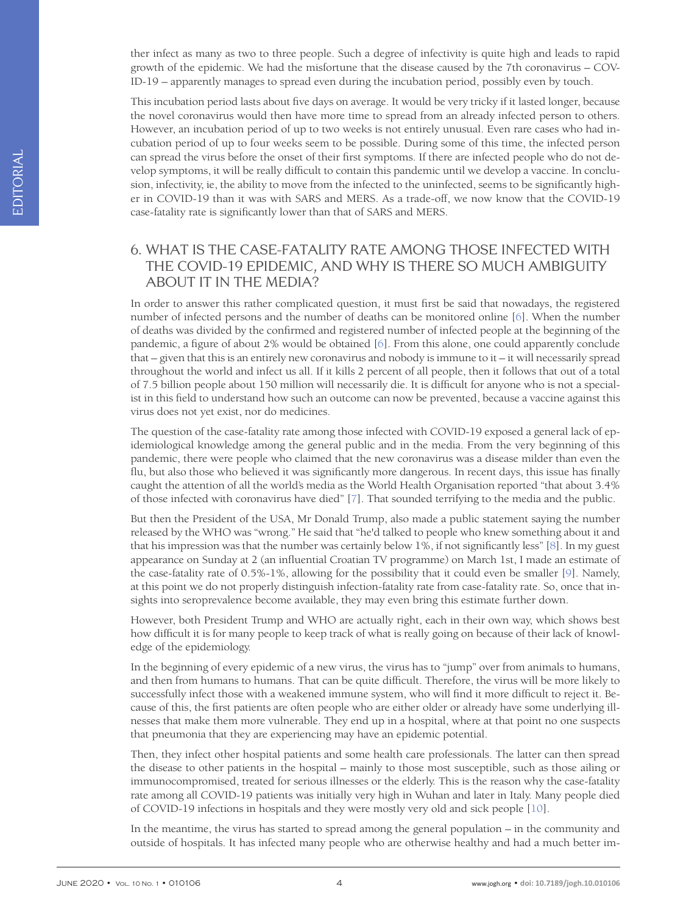ther infect as many as two to three people. Such a degree of infectivity is quite high and leads to rapid growth of the epidemic. We had the misfortune that the disease caused by the 7th coronavirus – COVID-19 – apparently manages to spread even during the incubation period, possibly even by touch.

This incubation period lasts about five days on average. It would be very tricky if it lasted longer, because the novel coronavirus would then have more time to spread from an already infected person to others. However, an incubation period of up to two weeks is not entirely unusual. Even rare cases who had incubation period of up to four weeks seem to be possible. During some of this time, the infected person can spread the virus before the onset of their first symptoms. If there are infected people who do not develop symptoms, it will be really difficult to contain this pandemic until we develop a vaccine. In conclusion, infectivity, ie, the ability to move from the infected to the uninfected, seems to be significantly higher in COVID-19 than it was with SARS and MERS. As a trade-off, we now know that the COVID-19 case-fatality rate is significantly lower than that of SARS and MERS.

## 6. WHAT IS THE CASE-FATALITY RATE AMONG THOSE INFECTED WITH THE COVID-19 EPIDEMIC, AND WHY IS THERE SO MUCH AMBIGUITY ABOUT IT IN THE MEDIA?

In order to answer this rather complicated question, it must first be said that nowadays, the registered number of infected persons and the number of deaths can be monitored online [6]. When the number of deaths was divided by the confirmed and registered number of infected people at the beginning of the pandemic, a figure of about 2% would be obtained [6]. From this alone, one could apparently conclude that – given that this is an entirely new coronavirus and nobody is immune to it – it will necessarily spread throughout the world and infect us all. If it kills 2 percent of all people, then it follows that out of a total of 7.5 billion people about 150 million will necessarily die. It is difficult for anyone who is not a specialist in this field to understand how such an outcome can now be prevented, because a vaccine against this virus does not yet exist, nor do medicines.

The question of the case-fatality rate among those infected with COVID-19 exposed a general lack of epidemiological knowledge among the general public and in the media. From the very beginning of this pandemic, there were people who claimed that the new coronavirus was a disease milder than even the flu, but also those who believed it was significantly more dangerous. In recent days, this issue has finally caught the attention of all the world's media as the World Health Organisation reported "that about 3.4% of those infected with coronavirus have died" [7]. That sounded terrifying to the media and the public.

But then the President of the USA, Mr Donald Trump, also made a public statement saying the number released by the WHO was "wrong." He said that "he'd talked to people who knew something about it and that his impression was that the number was certainly below 1%, if not significantly less" [8]. In my guest appearance on Sunday at 2 (an influential Croatian TV programme) on March 1st, I made an estimate of the case-fatality rate of 0.5%-1%, allowing for the possibility that it could even be smaller [9]. Namely, at this point we do not properly distinguish infection-fatality rate from case-fatality rate. So, once that insights into seroprevalence become available, they may even bring this estimate further down.

However, both President Trump and WHO are actually right, each in their own way, which shows best how difficult it is for many people to keep track of what is really going on because of their lack of knowledge of the epidemiology.

In the beginning of every epidemic of a new virus, the virus has to "jump" over from animals to humans, and then from humans to humans. That can be quite difficult. Therefore, the virus will be more likely to successfully infect those with a weakened immune system, who will find it more difficult to reject it. Because of this, the first patients are often people who are either older or already have some underlying illnesses that make them more vulnerable. They end up in a hospital, where at that point no one suspects that pneumonia that they are experiencing may have an epidemic potential.

Then, they infect other hospital patients and some health care professionals. The latter can then spread the disease to other patients in the hospital – mainly to those most susceptible, such as those ailing or immunocompromised, treated for serious illnesses or the elderly. This is the reason why the case-fatality rate among all COVID-19 patients was initially very high in Wuhan and later in Italy. Many people died of COVID-19 infections in hospitals and they were mostly very old and sick people [10].

In the meantime, the virus has started to spread among the general population – in the community and outside of hospitals. It has infected many people who are otherwise healthy and had a much better im-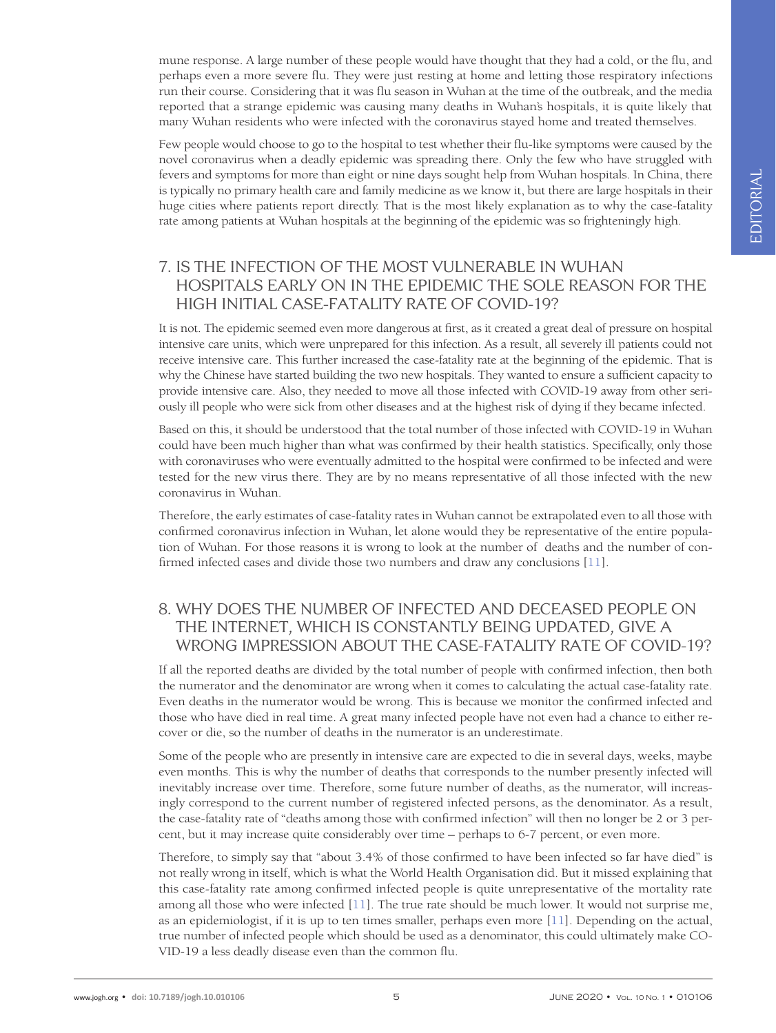mune response. A large number of these people would have thought that they had a cold, or the flu, and perhaps even a more severe flu. They were just resting at home and letting those respiratory infections run their course. Considering that it was flu season in Wuhan at the time of the outbreak, and the media reported that a strange epidemic was causing many deaths in Wuhan's hospitals, it is quite likely that many Wuhan residents who were infected with the coronavirus stayed home and treated themselves.

Few people would choose to go to the hospital to test whether their flu-like symptoms were caused by the novel coronavirus when a deadly epidemic was spreading there. Only the few who have struggled with fevers and symptoms for more than eight or nine days sought help from Wuhan hospitals. In China, there is typically no primary health care and family medicine as we know it, but there are large hospitals in their huge cities where patients report directly. That is the most likely explanation as to why the case-fatality rate among patients at Wuhan hospitals at the beginning of the epidemic was so frighteningly high.

## 7. IS THE INFECTION OF THE MOST VULNERABLE IN WUHAN HOSPITALS EARLY ON IN THE EPIDEMIC THE SOLE REASON FOR THE HIGH INITIAL CASE-FATALITY RATE OF COVID-19?

It is not. The epidemic seemed even more dangerous at first, as it created a great deal of pressure on hospital intensive care units, which were unprepared for this infection. As a result, all severely ill patients could not receive intensive care. This further increased the case-fatality rate at the beginning of the epidemic. That is why the Chinese have started building the two new hospitals. They wanted to ensure a sufficient capacity to provide intensive care. Also, they needed to move all those infected with COVID-19 away from other seriously ill people who were sick from other diseases and at the highest risk of dying if they became infected.

Based on this, it should be understood that the total number of those infected with COVID-19 in Wuhan could have been much higher than what was confirmed by their health statistics. Specifically, only those with coronaviruses who were eventually admitted to the hospital were confirmed to be infected and were tested for the new virus there. They are by no means representative of all those infected with the new coronavirus in Wuhan.

Therefore, the early estimates of case-fatality rates in Wuhan cannot be extrapolated even to all those with confirmed coronavirus infection in Wuhan, let alone would they be representative of the entire population of Wuhan. For those reasons it is wrong to look at the number of deaths and the number of confirmed infected cases and divide those two numbers and draw any conclusions [11].

## 8. WHY DOES THE NUMBER OF INFECTED AND DECEASED PEOPLE ON THE INTERNET, WHICH IS CONSTANTLY BEING UPDATED, GIVE A WRONG IMPRESSION ABOUT THE CASE-FATALITY RATE OF COVID-19?

If all the reported deaths are divided by the total number of people with confirmed infection, then both the numerator and the denominator are wrong when it comes to calculating the actual case-fatality rate. Even deaths in the numerator would be wrong. This is because we monitor the confirmed infected and those who have died in real time. A great many infected people have not even had a chance to either recover or die, so the number of deaths in the numerator is an underestimate.

Some of the people who are presently in intensive care are expected to die in several days, weeks, maybe even months. This is why the number of deaths that corresponds to the number presently infected will inevitably increase over time. Therefore, some future number of deaths, as the numerator, will increasingly correspond to the current number of registered infected persons, as the denominator. As a result, the case-fatality rate of "deaths among those with confirmed infection" will then no longer be 2 or 3 percent, but it may increase quite considerably over time – perhaps to 6-7 percent, or even more.

Therefore, to simply say that "about 3.4% of those confirmed to have been infected so far have died" is not really wrong in itself, which is what the World Health Organisation did. But it missed explaining that this case-fatality rate among confirmed infected people is quite unrepresentative of the mortality rate among all those who were infected [11]. The true rate should be much lower. It would not surprise me, as an epidemiologist, if it is up to ten times smaller, perhaps even more [11]. Depending on the actual, true number of infected people which should be used as a denominator, this could ultimately make COVID-19 a less deadly disease even than the common flu.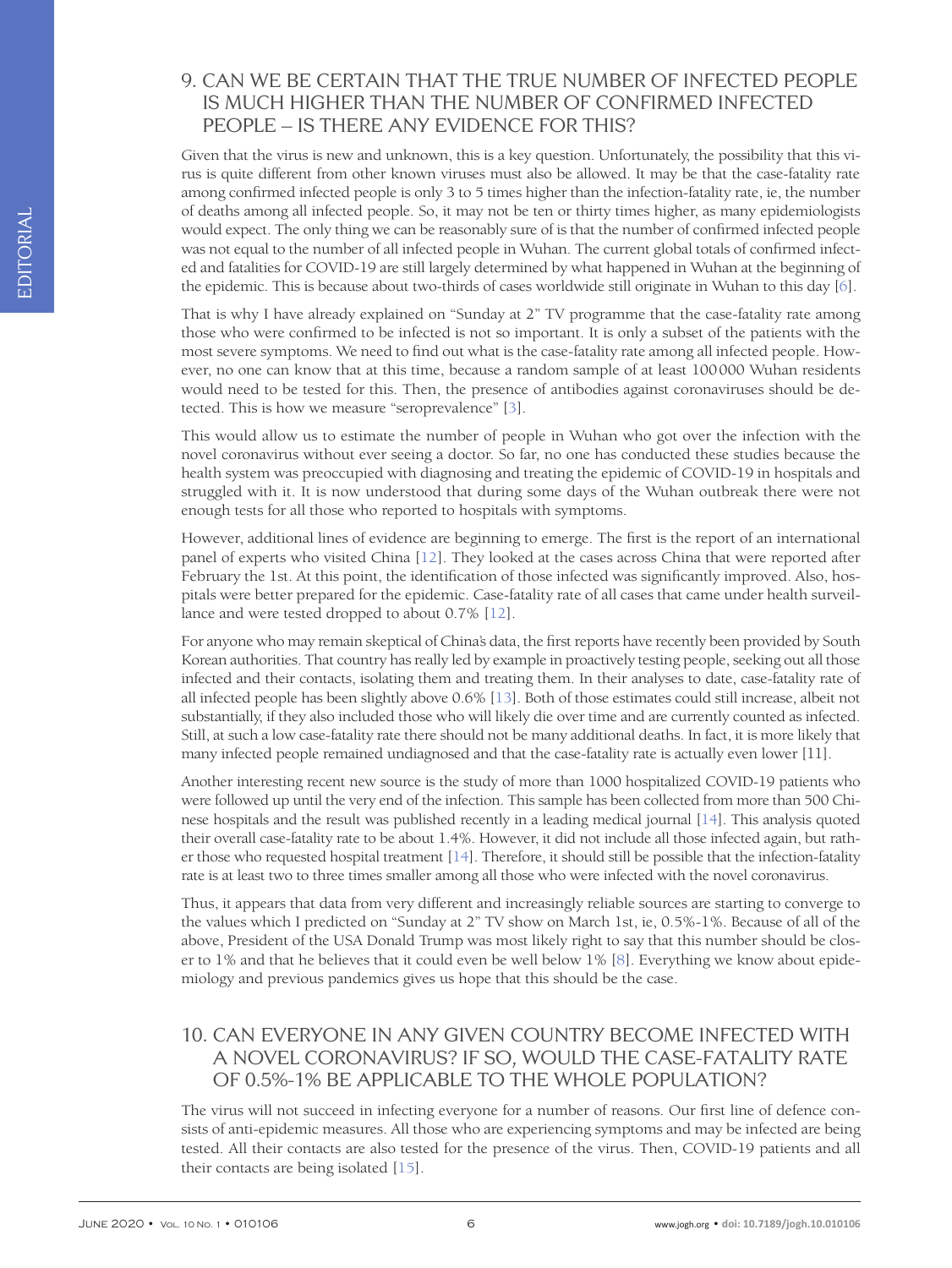## 9. CAN WE BE CERTAIN THAT THE TRUE NUMBER OF INFECTED PEOPLE IS MUCH HIGHER THAN THE NUMBER OF CONFIRMED INFECTED PEOPLE – IS THERE ANY EVIDENCE FOR THIS?

Given that the virus is new and unknown, this is a key question. Unfortunately, the possibility that this virus is quite different from other known viruses must also be allowed. It may be that the case-fatality rate among confirmed infected people is only 3 to 5 times higher than the infection-fatality rate, ie, the number of deaths among all infected people. So, it may not be ten or thirty times higher, as many epidemiologists would expect. The only thing we can be reasonably sure of is that the number of confirmed infected people was not equal to the number of all infected people in Wuhan. The current global totals of confirmed infected and fatalities for COVID-19 are still largely determined by what happened in Wuhan at the beginning of the epidemic. This is because about two-thirds of cases worldwide still originate in Wuhan to this day [6].

That is why I have already explained on "Sunday at 2" TV programme that the case-fatality rate among those who were confirmed to be infected is not so important. It is only a subset of the patients with the most severe symptoms. We need to find out what is the case-fatality rate among all infected people. However, no one can know that at this time, because a random sample of at least 100 000 Wuhan residents would need to be tested for this. Then, the presence of antibodies against coronaviruses should be detected. This is how we measure "seroprevalence" [3].

This would allow us to estimate the number of people in Wuhan who got over the infection with the novel coronavirus without ever seeing a doctor. So far, no one has conducted these studies because the health system was preoccupied with diagnosing and treating the epidemic of COVID-19 in hospitals and struggled with it. It is now understood that during some days of the Wuhan outbreak there were not enough tests for all those who reported to hospitals with symptoms.

However, additional lines of evidence are beginning to emerge. The first is the report of an international panel of experts who visited China [12]. They looked at the cases across China that were reported after February the 1st. At this point, the identification of those infected was significantly improved. Also, hospitals were better prepared for the epidemic. Case-fatality rate of all cases that came under health surveillance and were tested dropped to about 0.7% [12].

For anyone who may remain skeptical of China's data, the first reports have recently been provided by South Korean authorities. That country has really led by example in proactively testing people, seeking out all those infected and their contacts, isolating them and treating them. In their analyses to date, case-fatality rate of all infected people has been slightly above 0.6% [13]. Both of those estimates could still increase, albeit not substantially, if they also included those who will likely die over time and are currently counted as infected. Still, at such a low case-fatality rate there should not be many additional deaths. In fact, it is more likely that many infected people remained undiagnosed and that the case-fatality rate is actually even lower [11].

Another interesting recent new source is the study of more than 1000 hospitalized COVID-19 patients who were followed up until the very end of the infection. This sample has been collected from more than 500 Chinese hospitals and the result was published recently in a leading medical journal [14]. This analysis quoted their overall case-fatality rate to be about 1.4%. However, it did not include all those infected again, but rather those who requested hospital treatment [14]. Therefore, it should still be possible that the infection-fatality rate is at least two to three times smaller among all those who were infected with the novel coronavirus.

Thus, it appears that data from very different and increasingly reliable sources are starting to converge to the values which I predicted on "Sunday at 2" TV show on March 1st, ie, 0.5%-1%. Because of all of the above, President of the USA Donald Trump was most likely right to say that this number should be closer to 1% and that he believes that it could even be well below 1% [8]. Everything we know about epidemiology and previous pandemics gives us hope that this should be the case.

## 10. CAN EVERYONE IN ANY GIVEN COUNTRY BECOME INFECTED WITH A NOVEL CORONAVIRUS? IF SO, WOULD THE CASE-FATALITY RATE OF 0.5%-1% BE APPLICABLE TO THE WHOLE POPULATION?

The virus will not succeed in infecting everyone for a number of reasons. Our first line of defence consists of anti-epidemic measures. All those who are experiencing symptoms and may be infected are being tested. All their contacts are also tested for the presence of the virus. Then, COVID-19 patients and all their contacts are being isolated [15].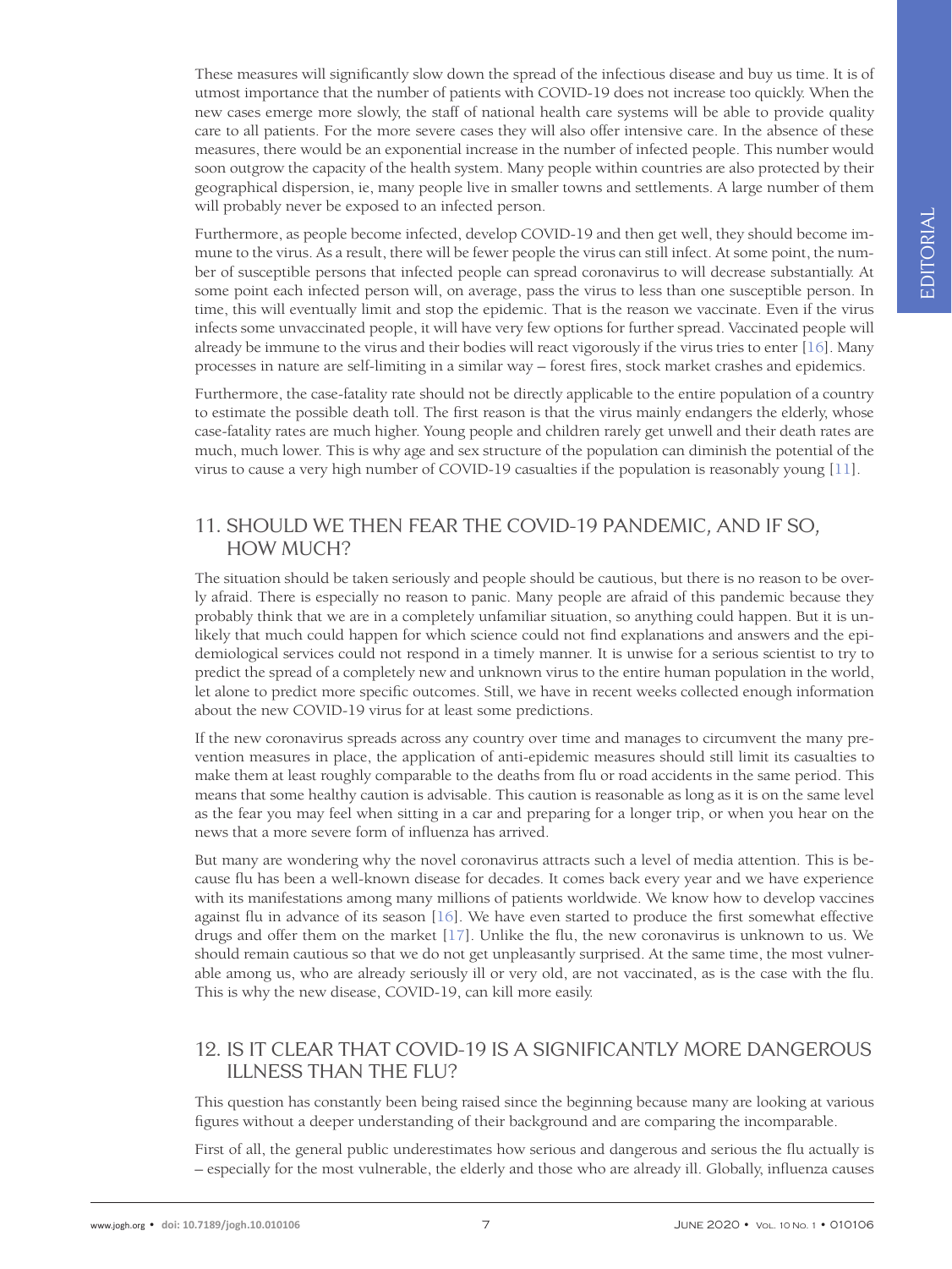These measures will significantly slow down the spread of the infectious disease and buy us time. It is of utmost importance that the number of patients with COVID-19 does not increase too quickly. When the new cases emerge more slowly, the staff of national health care systems will be able to provide quality care to all patients. For the more severe cases they will also offer intensive care. In the absence of these measures, there would be an exponential increase in the number of infected people. This number would soon outgrow the capacity of the health system. Many people within countries are also protected by their geographical dispersion, ie, many people live in smaller towns and settlements. A large number of them will probably never be exposed to an infected person.

Furthermore, as people become infected, develop COVID-19 and then get well, they should become immune to the virus. As a result, there will be fewer people the virus can still infect. At some point, the number of susceptible persons that infected people can spread coronavirus to will decrease substantially. At some point each infected person will, on average, pass the virus to less than one susceptible person. In time, this will eventually limit and stop the epidemic. That is the reason we vaccinate. Even if the virus infects some unvaccinated people, it will have very few options for further spread. Vaccinated people will already be immune to the virus and their bodies will react vigorously if the virus tries to enter [16]. Many processes in nature are self-limiting in a similar way – forest fires, stock market crashes and epidemics.

Furthermore, the case-fatality rate should not be directly applicable to the entire population of a country to estimate the possible death toll. The first reason is that the virus mainly endangers the elderly, whose case-fatality rates are much higher. Young people and children rarely get unwell and their death rates are much, much lower. This is why age and sex structure of the population can diminish the potential of the virus to cause a very high number of COVID-19 casualties if the population is reasonably young [11].

## 11. SHOULD WE THEN FEAR THE COVID-19 PANDEMIC, AND IF SO, HOW MUCH?

The situation should be taken seriously and people should be cautious, but there is no reason to be overly afraid. There is especially no reason to panic. Many people are afraid of this pandemic because they probably think that we are in a completely unfamiliar situation, so anything could happen. But it is unlikely that much could happen for which science could not find explanations and answers and the epidemiological services could not respond in a timely manner. It is unwise for a serious scientist to try to predict the spread of a completely new and unknown virus to the entire human population in the world, let alone to predict more specific outcomes. Still, we have in recent weeks collected enough information about the new COVID-19 virus for at least some predictions.

If the new coronavirus spreads across any country over time and manages to circumvent the many prevention measures in place, the application of anti-epidemic measures should still limit its casualties to make them at least roughly comparable to the deaths from flu or road accidents in the same period. This means that some healthy caution is advisable. This caution is reasonable as long as it is on the same level as the fear you may feel when sitting in a car and preparing for a longer trip, or when you hear on the news that a more severe form of influenza has arrived.

But many are wondering why the novel coronavirus attracts such a level of media attention. This is because flu has been a well-known disease for decades. It comes back every year and we have experience with its manifestations among many millions of patients worldwide. We know how to develop vaccines against flu in advance of its season [16]. We have even started to produce the first somewhat effective drugs and offer them on the market [17]. Unlike the flu, the new coronavirus is unknown to us. We should remain cautious so that we do not get unpleasantly surprised. At the same time, the most vulnerable among us, who are already seriously ill or very old, are not vaccinated, as is the case with the flu. This is why the new disease, COVID-19, can kill more easily.

## 12. IS IT CLEAR THAT COVID-19 IS A SIGNIFICANTLY MORE DANGEROUS ILLNESS THAN THE FLU?

This question has constantly been being raised since the beginning because many are looking at various figures without a deeper understanding of their background and are comparing the incomparable.

First of all, the general public underestimates how serious and dangerous and serious the flu actually is – especially for the most vulnerable, the elderly and those who are already ill. Globally, influenza causes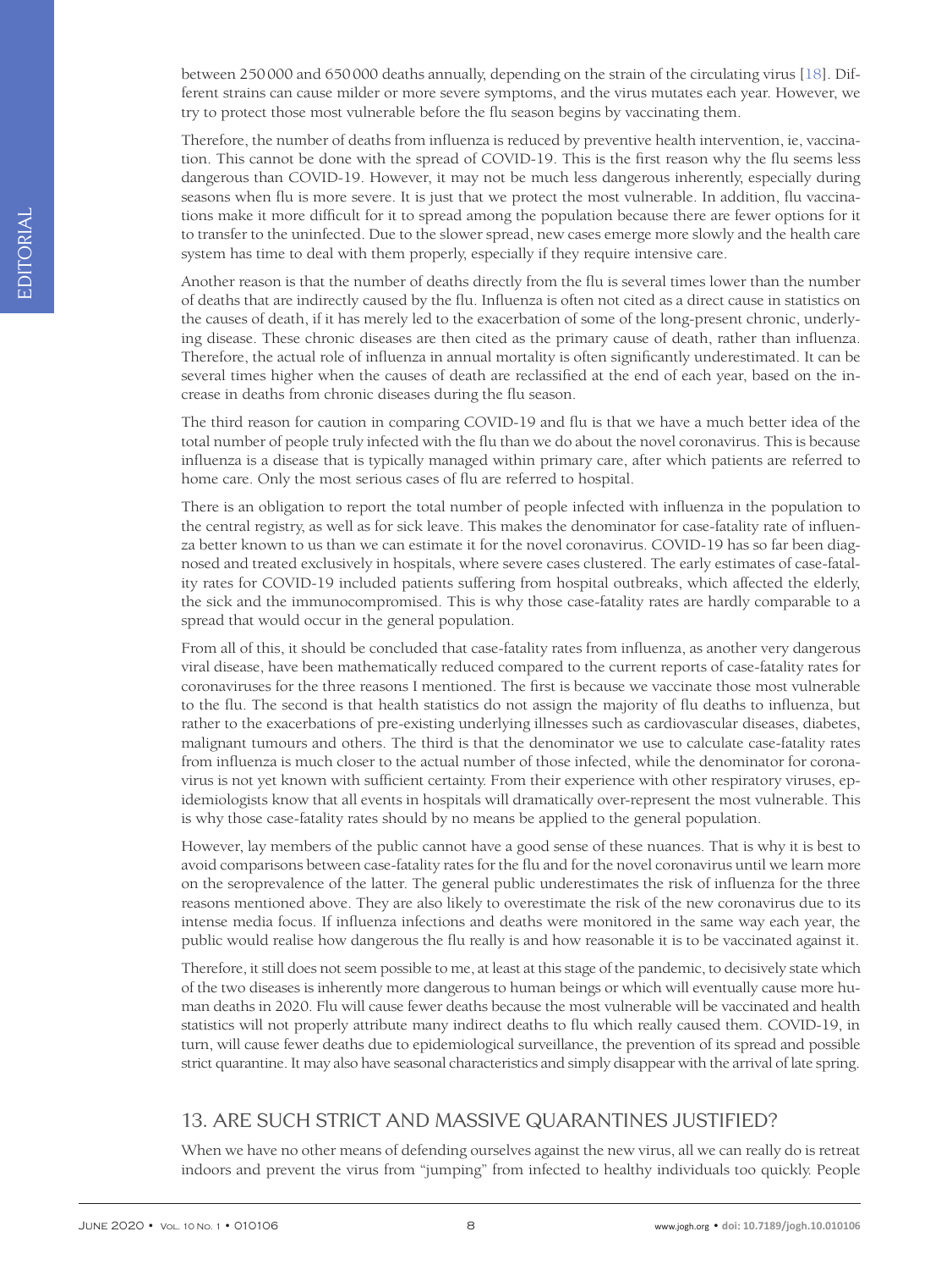between 250 000 and 650 000 deaths annually, depending on the strain of the circulating virus [18]. Different strains can cause milder or more severe symptoms, and the virus mutates each year. However, we try to protect those most vulnerable before the flu season begins by vaccinating them.

Therefore, the number of deaths from influenza is reduced by preventive health intervention, ie, vaccination. This cannot be done with the spread of COVID-19. This is the first reason why the flu seems less dangerous than COVID-19. However, it may not be much less dangerous inherently, especially during seasons when flu is more severe. It is just that we protect the most vulnerable. In addition, flu vaccinations make it more difficult for it to spread among the population because there are fewer options for it to transfer to the uninfected. Due to the slower spread, new cases emerge more slowly and the health care system has time to deal with them properly, especially if they require intensive care.

Another reason is that the number of deaths directly from the flu is several times lower than the number of deaths that are indirectly caused by the flu. Influenza is often not cited as a direct cause in statistics on the causes of death, if it has merely led to the exacerbation of some of the long-present chronic, underlying disease. These chronic diseases are then cited as the primary cause of death, rather than influenza. Therefore, the actual role of influenza in annual mortality is often significantly underestimated. It can be several times higher when the causes of death are reclassified at the end of each year, based on the increase in deaths from chronic diseases during the flu season.

The third reason for caution in comparing COVID-19 and flu is that we have a much better idea of the total number of people truly infected with the flu than we do about the novel coronavirus. This is because influenza is a disease that is typically managed within primary care, after which patients are referred to home care. Only the most serious cases of flu are referred to hospital.

There is an obligation to report the total number of people infected with influenza in the population to the central registry, as well as for sick leave. This makes the denominator for case-fatality rate of influenza better known to us than we can estimate it for the novel coronavirus. COVID-19 has so far been diagnosed and treated exclusively in hospitals, where severe cases clustered. The early estimates of case-fatality rates for COVID-19 included patients suffering from hospital outbreaks, which affected the elderly, the sick and the immunocompromised. This is why those case-fatality rates are hardly comparable to a spread that would occur in the general population.

From all of this, it should be concluded that case-fatality rates from influenza, as another very dangerous viral disease, have been mathematically reduced compared to the current reports of case-fatality rates for coronaviruses for the three reasons I mentioned. The first is because we vaccinate those most vulnerable to the flu. The second is that health statistics do not assign the majority of flu deaths to influenza, but rather to the exacerbations of pre-existing underlying illnesses such as cardiovascular diseases, diabetes, malignant tumours and others. The third is that the denominator we use to calculate case-fatality rates from influenza is much closer to the actual number of those infected, while the denominator for coronavirus is not yet known with sufficient certainty. From their experience with other respiratory viruses, epidemiologists know that all events in hospitals will dramatically over-represent the most vulnerable. This is why those case-fatality rates should by no means be applied to the general population.

However, lay members of the public cannot have a good sense of these nuances. That is why it is best to avoid comparisons between case-fatality rates for the flu and for the novel coronavirus until we learn more on the seroprevalence of the latter. The general public underestimates the risk of influenza for the three reasons mentioned above. They are also likely to overestimate the risk of the new coronavirus due to its intense media focus. If influenza infections and deaths were monitored in the same way each year, the public would realise how dangerous the flu really is and how reasonable it is to be vaccinated against it.

Therefore, it still does not seem possible to me, at least at this stage of the pandemic, to decisively state which of the two diseases is inherently more dangerous to human beings or which will eventually cause more human deaths in 2020. Flu will cause fewer deaths because the most vulnerable will be vaccinated and health statistics will not properly attribute many indirect deaths to flu which really caused them. COVID-19, in turn, will cause fewer deaths due to epidemiological surveillance, the prevention of its spread and possible strict quarantine. It may also have seasonal characteristics and simply disappear with the arrival of late spring.

## 13. ARE SUCH STRICT AND MASSIVE QUARANTINES JUSTIFIED?

When we have no other means of defending ourselves against the new virus, all we can really do is retreat indoors and prevent the virus from "jumping" from infected to healthy individuals too quickly. People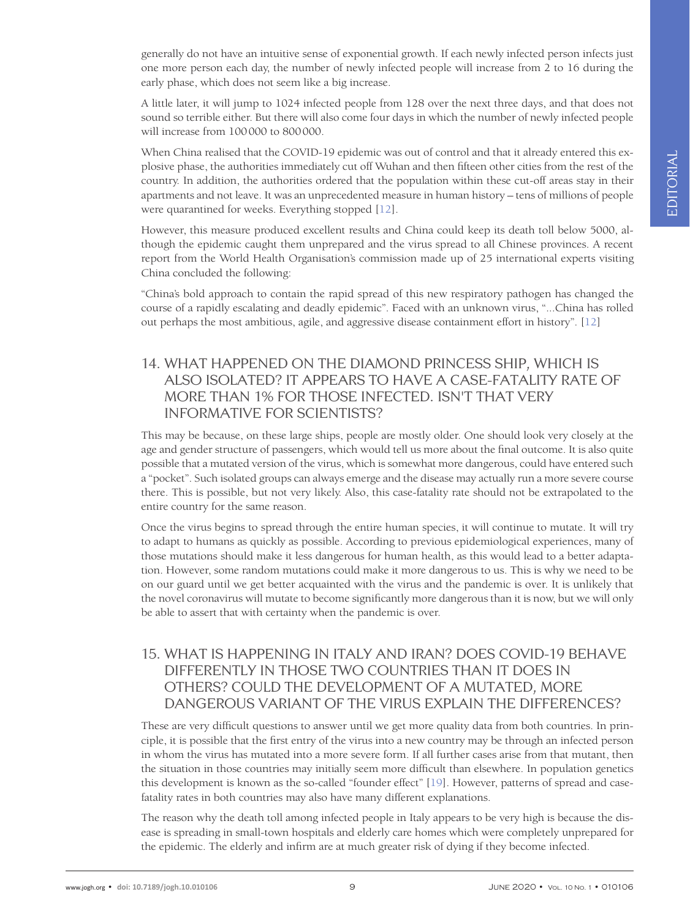generally do not have an intuitive sense of exponential growth. If each newly infected person infects just one more person each day, the number of newly infected people will increase from 2 to 16 during the early phase, which does not seem like a big increase.

A little later, it will jump to 1024 infected people from 128 over the next three days, and that does not sound so terrible either. But there will also come four days in which the number of newly infected people will increase from 100 000 to 800 000.

When China realised that the COVID-19 epidemic was out of control and that it already entered this explosive phase, the authorities immediately cut off Wuhan and then fifteen other cities from the rest of the country. In addition, the authorities ordered that the population within these cut-off areas stay in their apartments and not leave. It was an unprecedented measure in human history – tens of millions of people were quarantined for weeks. Everything stopped [12].

However, this measure produced excellent results and China could keep its death toll below 5000, although the epidemic caught them unprepared and the virus spread to all Chinese provinces. A recent report from the World Health Organisation's commission made up of 25 international experts visiting China concluded the following:

"China's bold approach to contain the rapid spread of this new respiratory pathogen has changed the course of a rapidly escalating and deadly epidemic". Faced with an unknown virus, "...China has rolled out perhaps the most ambitious, agile, and aggressive disease containment effort in history". [12]

## 14. WHAT HAPPENED ON THE DIAMOND PRINCESS SHIP, WHICH IS ALSO ISOLATED? IT APPEARS TO HAVE A CASE-FATALITY RATE OF MORE THAN 1% FOR THOSE INFECTED. ISN'T THAT VERY INFORMATIVE FOR SCIENTISTS?

This may be because, on these large ships, people are mostly older. One should look very closely at the age and gender structure of passengers, which would tell us more about the final outcome. It is also quite possible that a mutated version of the virus, which is somewhat more dangerous, could have entered such a "pocket". Such isolated groups can always emerge and the disease may actually run a more severe course there. This is possible, but not very likely. Also, this case-fatality rate should not be extrapolated to the entire country for the same reason.

Once the virus begins to spread through the entire human species, it will continue to mutate. It will try to adapt to humans as quickly as possible. According to previous epidemiological experiences, many of those mutations should make it less dangerous for human health, as this would lead to a better adaptation. However, some random mutations could make it more dangerous to us. This is why we need to be on our guard until we get better acquainted with the virus and the pandemic is over. It is unlikely that the novel coronavirus will mutate to become significantly more dangerous than it is now, but we will only be able to assert that with certainty when the pandemic is over.

## 15. WHAT IS HAPPENING IN ITALY AND IRAN? DOES COVID-19 BEHAVE DIFFERENTLY IN THOSE TWO COUNTRIES THAN IT DOES IN OTHERS? COULD THE DEVELOPMENT OF A MUTATED, MORE DANGEROUS VARIANT OF THE VIRUS EXPLAIN THE DIFFERENCES?

These are very difficult questions to answer until we get more quality data from both countries. In principle, it is possible that the first entry of the virus into a new country may be through an infected person in whom the virus has mutated into a more severe form. If all further cases arise from that mutant, then the situation in those countries may initially seem more difficult than elsewhere. In population genetics this development is known as the so-called "founder effect" [19]. However, patterns of spread and case-fatality rates in both countries may also have many different explanations.

The reason why the death toll among infected people in Italy appears to be very high is because the disease is spreading in small-town hospitals and elderly care homes which were completely unprepared for the epidemic. The elderly and infirm are at much greater risk of dying if they become infected.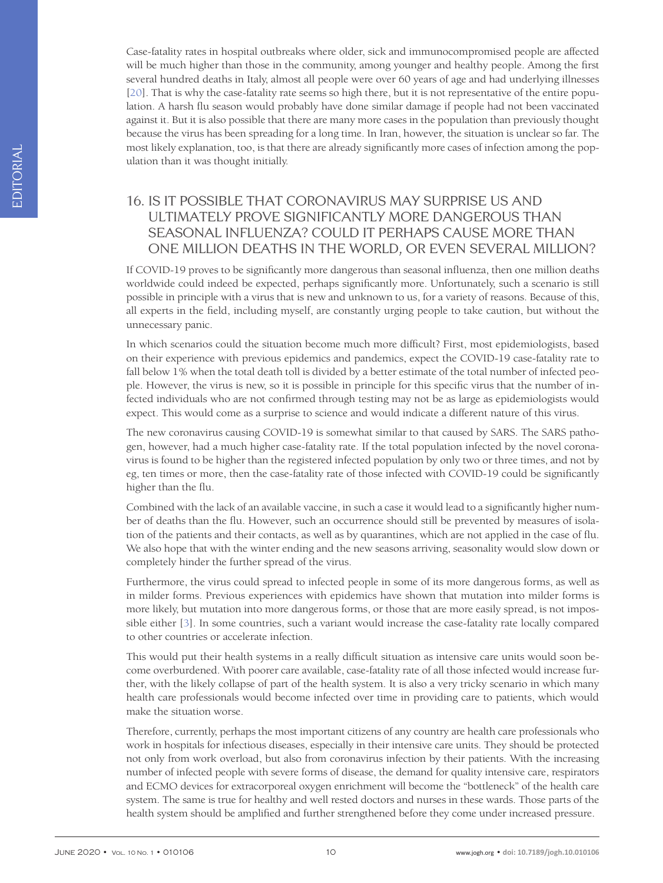Case-fatality rates in hospital outbreaks where older, sick and immunocompromised people are affected will be much higher than those in the community, among younger and healthy people. Among the first several hundred deaths in Italy, almost all people were over 60 years of age and had underlying illnesses [20]. That is why the case-fatality rate seems so high there, but it is not representative of the entire population. A harsh flu season would probably have done similar damage if people had not been vaccinated against it. But it is also possible that there are many more cases in the population than previously thought because the virus has been spreading for a long time. In Iran, however, the situation is unclear so far. The most likely explanation, too, is that there are already significantly more cases of infection among the population than it was thought initially.

## 16. IS IT POSSIBLE THAT CORONAVIRUS MAY SURPRISE US AND ULTIMATELY PROVE SIGNIFICANTLY MORE DANGEROUS THAN SEASONAL INFLUENZA? COULD IT PERHAPS CAUSE MORE THAN ONE MILLION DEATHS IN THE WORLD, OR EVEN SEVERAL MILLION?

If COVID-19 proves to be significantly more dangerous than seasonal influenza, then one million deaths worldwide could indeed be expected, perhaps significantly more. Unfortunately, such a scenario is still possible in principle with a virus that is new and unknown to us, for a variety of reasons. Because of this, all experts in the field, including myself, are constantly urging people to take caution, but without the unnecessary panic.

In which scenarios could the situation become much more difficult? First, most epidemiologists, based on their experience with previous epidemics and pandemics, expect the COVID-19 case-fatality rate to fall below 1% when the total death toll is divided by a better estimate of the total number of infected people. However, the virus is new, so it is possible in principle for this specific virus that the number of infected individuals who are not confirmed through testing may not be as large as epidemiologists would expect. This would come as a surprise to science and would indicate a different nature of this virus.

The new coronavirus causing COVID-19 is somewhat similar to that caused by SARS. The SARS pathogen, however, had a much higher case-fatality rate. If the total population infected by the novel coronavirus is found to be higher than the registered infected population by only two or three times, and not by eg, ten times or more, then the case-fatality rate of those infected with COVID-19 could be significantly higher than the flu.

Combined with the lack of an available vaccine, in such a case it would lead to a significantly higher number of deaths than the flu. However, such an occurrence should still be prevented by measures of isolation of the patients and their contacts, as well as by quarantines, which are not applied in the case of flu. We also hope that with the winter ending and the new seasons arriving, seasonality would slow down or completely hinder the further spread of the virus.

Furthermore, the virus could spread to infected people in some of its more dangerous forms, as well as in milder forms. Previous experiences with epidemics have shown that mutation into milder forms is more likely, but mutation into more dangerous forms, or those that are more easily spread, is not impossible either [3]. In some countries, such a variant would increase the case-fatality rate locally compared to other countries or accelerate infection.

This would put their health systems in a really difficult situation as intensive care units would soon become overburdened. With poorer care available, case-fatality rate of all those infected would increase further, with the likely collapse of part of the health system. It is also a very tricky scenario in which many health care professionals would become infected over time in providing care to patients, which would make the situation worse.

Therefore, currently, perhaps the most important citizens of any country are health care professionals who work in hospitals for infectious diseases, especially in their intensive care units. They should be protected not only from work overload, but also from coronavirus infection by their patients. With the increasing number of infected people with severe forms of disease, the demand for quality intensive care, respirators and ECMO devices for extracorporeal oxygen enrichment will become the "bottleneck" of the health care system. The same is true for healthy and well rested doctors and nurses in these wards. Those parts of the health system should be amplified and further strengthened before they come under increased pressure.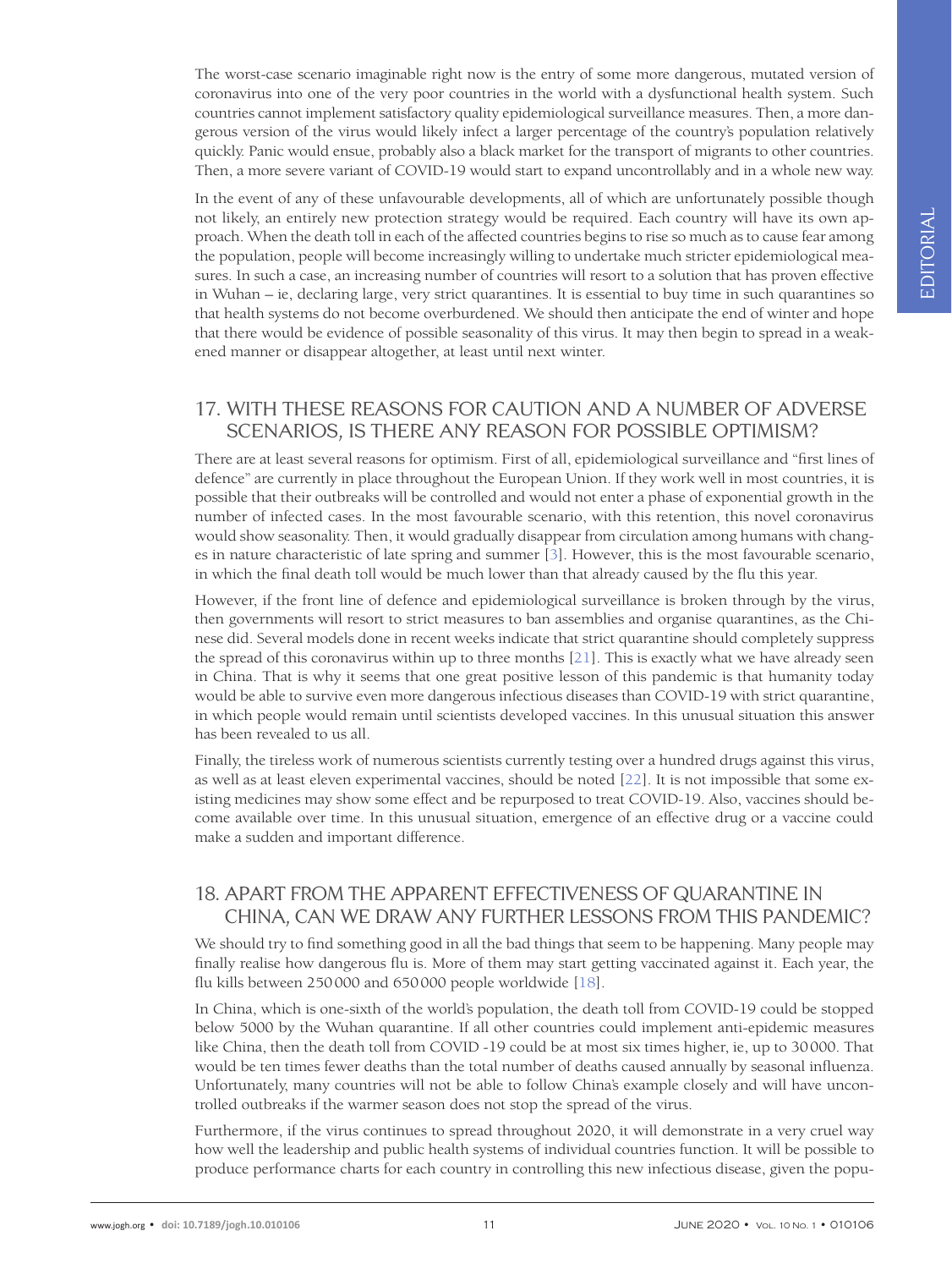The worst-case scenario imaginable right now is the entry of some more dangerous, mutated version of coronavirus into one of the very poor countries in the world with a dysfunctional health system. Such countries cannot implement satisfactory quality epidemiological surveillance measures. Then, a more dangerous version of the virus would likely infect a larger percentage of the country's population relatively quickly. Panic would ensue, probably also a black market for the transport of migrants to other countries. Then, a more severe variant of COVID-19 would start to expand uncontrollably and in a whole new way.

In the event of any of these unfavourable developments, all of which are unfortunately possible though not likely, an entirely new protection strategy would be required. Each country will have its own approach. When the death toll in each of the affected countries begins to rise so much as to cause fear among the population, people will become increasingly willing to undertake much stricter epidemiological measures. In such a case, an increasing number of countries will resort to a solution that has proven effective in Wuhan – ie, declaring large, very strict quarantines. It is essential to buy time in such quarantines so that health systems do not become overburdened. We should then anticipate the end of winter and hope that there would be evidence of possible seasonality of this virus. It may then begin to spread in a weakened manner or disappear altogether, at least until next winter.

## 17. WITH THESE REASONS FOR CAUTION AND A NUMBER OF ADVERSE SCENARIOS, IS THERE ANY REASON FOR POSSIBLE OPTIMISM?

There are at least several reasons for optimism. First of all, epidemiological surveillance and "first lines of defence" are currently in place throughout the European Union. If they work well in most countries, it is possible that their outbreaks will be controlled and would not enter a phase of exponential growth in the number of infected cases. In the most favourable scenario, with this retention, this novel coronavirus would show seasonality. Then, it would gradually disappear from circulation among humans with changes in nature characteristic of late spring and summer [3]. However, this is the most favourable scenario, in which the final death toll would be much lower than that already caused by the flu this year.

However, if the front line of defence and epidemiological surveillance is broken through by the virus, then governments will resort to strict measures to ban assemblies and organise quarantines, as the Chinese did. Several models done in recent weeks indicate that strict quarantine should completely suppress the spread of this coronavirus within up to three months [21]. This is exactly what we have already seen in China. That is why it seems that one great positive lesson of this pandemic is that humanity today would be able to survive even more dangerous infectious diseases than COVID-19 with strict quarantine, in which people would remain until scientists developed vaccines. In this unusual situation this answer has been revealed to us all.

Finally, the tireless work of numerous scientists currently testing over a hundred drugs against this virus, as well as at least eleven experimental vaccines, should be noted [22]. It is not impossible that some existing medicines may show some effect and be repurposed to treat COVID-19. Also, vaccines should become available over time. In this unusual situation, emergence of an effective drug or a vaccine could make a sudden and important difference.

## 18. APART FROM THE APPARENT EFFECTIVENESS OF QUARANTINE IN CHINA, CAN WE DRAW ANY FURTHER LESSONS FROM THIS PANDEMIC?

We should try to find something good in all the bad things that seem to be happening. Many people may finally realise how dangerous flu is. More of them may start getting vaccinated against it. Each year, the flu kills between 250000 and 650000 people worldwide [18].

In China, which is one-sixth of the world's population, the death toll from COVID-19 could be stopped below 5000 by the Wuhan quarantine. If all other countries could implement anti-epidemic measures like China, then the death toll from COVID -19 could be at most six times higher, ie, up to 30000. That would be ten times fewer deaths than the total number of deaths caused annually by seasonal influenza. Unfortunately, many countries will not be able to follow China's example closely and will have uncontrolled outbreaks if the warmer season does not stop the spread of the virus.

Furthermore, if the virus continues to spread throughout 2020, it will demonstrate in a very cruel way how well the leadership and public health systems of individual countries function. It will be possible to produce performance charts for each country in controlling this new infectious disease, given the popu-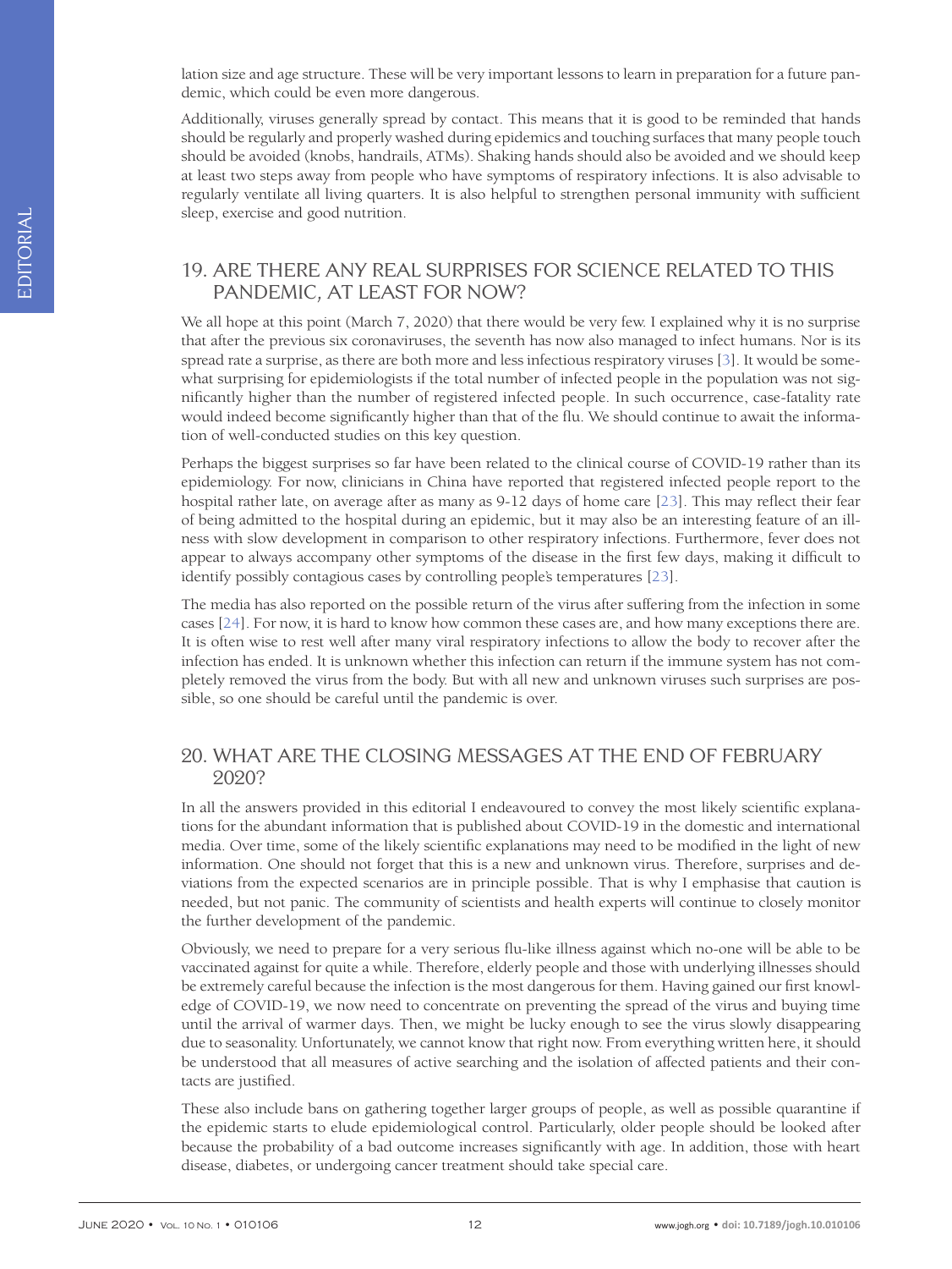lation size and age structure. These will be very important lessons to learn in preparation for a future pandemic, which could be even more dangerous.

Additionally, viruses generally spread by contact. This means that it is good to be reminded that hands should be regularly and properly washed during epidemics and touching surfaces that many people touch should be avoided (knobs, handrails, ATMs). Shaking hands should also be avoided and we should keep at least two steps away from people who have symptoms of respiratory infections. It is also advisable to regularly ventilate all living quarters. It is also helpful to strengthen personal immunity with sufficient sleep, exercise and good nutrition.

## 19. ARE THERE ANY REAL SURPRISES FOR SCIENCE RELATED TO THIS PANDEMIC, AT LEAST FOR NOW?

We all hope at this point (March 7, 2020) that there would be very few. I explained why it is no surprise that after the previous six coronaviruses, the seventh has now also managed to infect humans. Nor is its spread rate a surprise, as there are both more and less infectious respiratory viruses [3]. It would be somewhat surprising for epidemiologists if the total number of infected people in the population was not significantly higher than the number of registered infected people. In such occurrence, case-fatality rate would indeed become significantly higher than that of the flu. We should continue to await the information of well-conducted studies on this key question.

Perhaps the biggest surprises so far have been related to the clinical course of COVID-19 rather than its epidemiology. For now, clinicians in China have reported that registered infected people report to the hospital rather late, on average after as many as 9-12 days of home care [23]. This may reflect their fear of being admitted to the hospital during an epidemic, but it may also be an interesting feature of an illness with slow development in comparison to other respiratory infections. Furthermore, fever does not appear to always accompany other symptoms of the disease in the first few days, making it difficult to identify possibly contagious cases by controlling people's temperatures [23].

The media has also reported on the possible return of the virus after suffering from the infection in some cases [24]. For now, it is hard to know how common these cases are, and how many exceptions there are. It is often wise to rest well after many viral respiratory infections to allow the body to recover after the infection has ended. It is unknown whether this infection can return if the immune system has not completely removed the virus from the body. But with all new and unknown viruses such surprises are possible, so one should be careful until the pandemic is over.

## 20. WHAT ARE THE CLOSING MESSAGES AT THE END OF FEBRUARY 2020?

In all the answers provided in this editorial I endeavoured to convey the most likely scientific explanations for the abundant information that is published about COVID-19 in the domestic and international media. Over time, some of the likely scientific explanations may need to be modified in the light of new information. One should not forget that this is a new and unknown virus. Therefore, surprises and deviations from the expected scenarios are in principle possible. That is why I emphasise that caution is needed, but not panic. The community of scientists and health experts will continue to closely monitor the further development of the pandemic.

Obviously, we need to prepare for a very serious flu-like illness against which no-one will be able to be vaccinated against for quite a while. Therefore, elderly people and those with underlying illnesses should be extremely careful because the infection is the most dangerous for them. Having gained our first knowledge of COVID-19, we now need to concentrate on preventing the spread of the virus and buying time until the arrival of warmer days. Then, we might be lucky enough to see the virus slowly disappearing due to seasonality. Unfortunately, we cannot know that right now. From everything written here, it should be understood that all measures of active searching and the isolation of affected patients and their contacts are justified.

These also include bans on gathering together larger groups of people, as well as possible quarantine if the epidemic starts to elude epidemiological control. Particularly, older people should be looked after because the probability of a bad outcome increases significantly with age. In addition, those with heart disease, diabetes, or undergoing cancer treatment should take special care.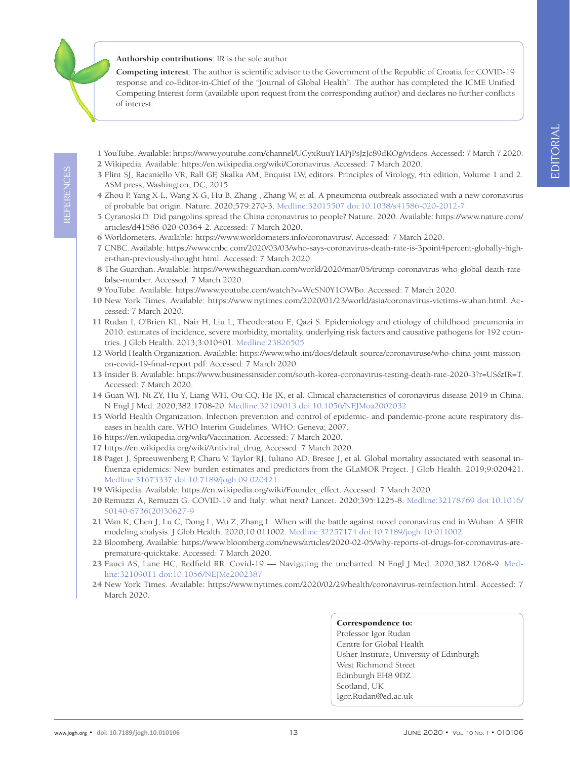**Authorship contributions**: IR is the sole author

**Competing interest**: The author is scientific advisor to the Government of the Republic of Croatia for COVID-19 response and co-Editor-in-Chief of the "Journal of Global Health". The author has completed the ICME Unified Competing Interest form (available upon request from the corresponding author) and declares no further conflicts of interest.

## REFERENCES

1 YouTube. Available: https://www.youtube.com/channel/UCyxRuuY1APjPsJzJc89dKOg/videos. Accessed: 7 March 7 2020.

2 Wikipedia. Available: https://en.wikipedia.org/wiki/Coronavirus. Accessed: 7 March 2020.

3 Flint SJ, Racaniello VR, Rall GF, Skalka AM, Enquist LW, editors. Principles of Virology, 4th edition, Volume 1 and 2. ASM press, Washington, DC, 2015.

4 Zhou P, Yang X-L, Wang X-G, Hu B, Zhang , Zhang W, et al. A pneumonia outbreak associated with a new coronavirus of probable bat origin. Nature. 2020;579:270-3. Medline:32015507 doi:10.1038/s41586-020-2012-7

5 Cyranoski D. Did pangolins spread the China coronavirus to people? Nature. 2020. Available: https://www.nature.com/articles/d41586-020-00364-2. Accessed: 7 March 2020.

6 Worldometers. Available: https://www.worldometers.info/coronavirus/. Accessed: 7 March 2020.

7 CNBC. Available: https://www.cnbc.com/2020/03/03/who-says-coronavirus-death-rate-is-3point4percent-globally-higher-than-previously-thought.html. Accessed: 7 March 2020.

8 The Guardian. Available: https://www.theguardian.com/world/2020/mar/05/trump-coronavirus-who-global-death-rate-false-number. Accessed: 7 March 2020.

9 YouTube. Available: https://www.youtube.com/watch?v=WcSN0Y1OWBo. Accessed: 7 March 2020.

10 New York Times. Available: https://www.nytimes.com/2020/01/23/world/asia/coronavirus-victims-wuhan.html. Accessed: 7 March 2020.

11 Rudan I, O'Brien KL, Nair H, Liu L, Theodoratou E, Qazi S. Epidemiology and etiology of childhood pneumonia in 2010: estimates of incidence, severe morbidity, mortality, underlying risk factors and causative pathogens for 192 countries. J Glob Health. 2013;3:010401. Medline:23826505

12 World Health Organization. Available: https://www.who.int/docs/default-source/coronaviruse/who-china-joint-mission-on-covid-19-final-report.pdf: Accessed: 7 March 2020.

13 Insider B. Available: https://www.businessinsider.com/south-korea-coronavirus-testing-death-rate-2020-3?r=US&IR=T. Accessed: 7 March 2020.

14 Guan WJ, Ni ZY, Hu Y, Liang WH, Ou CQ, He JX, et al. Clinical characteristics of coronavirus disease 2019 in China. N Engl J Med. 2020;382:1708-20. Medline:32109013 doi:10.1056/NEJMoa2002032

15 World Health Organization. Infection prevention and control of epidemic- and pandemic-prone acute respiratory diseases in health care. WHO Interim Guidelines. WHO: Geneva; 2007.

16 https://en.wikipedia.org/wiki/Vaccination. Accessed: 7 March 2020.

17 https://en.wikipedia.org/wiki/Antiviral_drug. Accessed: 7 March 2020.

18 Paget J, Spreeuwenberg P, Charu V, Taylor RJ, Iuliano AD, Bresee J, et al. Global mortality associated with seasonal influenza epidemics: New burden estimates and predictors from the GLaMOR Project. J Glob Health. 2019;9:020421. Medline:31673337 doi:10.7189/jogh.09.020421

19 Wikipedia. Available: https://en.wikipedia.org/wiki/Founder_effect. Accessed: 7 March 2020.

20 Remuzzi A, Remuzzi G. COVID-19 and Italy: what next? Lancet. 2020;395:1225-8. Medline:32178769 doi:10.1016/S0140-6736(20)30627-9

21 Wan K, Chen J, Lu C, Dong L, Wu Z, Zhang L. When will the battle against novel coronavirus end in Wuhan: A SEIR modeling analysis. J Glob Health. 2020;10:011002. Medline:32257174 doi:10.7189/jogh.10.011002

22 Bloomberg. Available: https://www.bloomberg.com/news/articles/2020-02-05/why-reports-of-drugs-for-coronavirus-are-premature-quicktake. Accessed: 7 March 2020.

23 Fauci AS, Lane HC, Redfield RR. Covid-19 — Navigating the uncharted. N Engl J Med. 2020;382:1268-9. Medline:32109011 doi:10.1056/NEJMe2002387

24 New York Times. Available: https://www.nytimes.com/2020/02/29/health/coronavirus-reinfection.html. Accessed: 7 March 2020.

**Correspondence to:**
Professor Igor Rudan
Centre for Global Health
Usher Institute, University of Edinburgh
West Richmond Street
Edinburgh EH8 9DZ
Scotland, UK
Igor.Rudan@ed.ac.uk